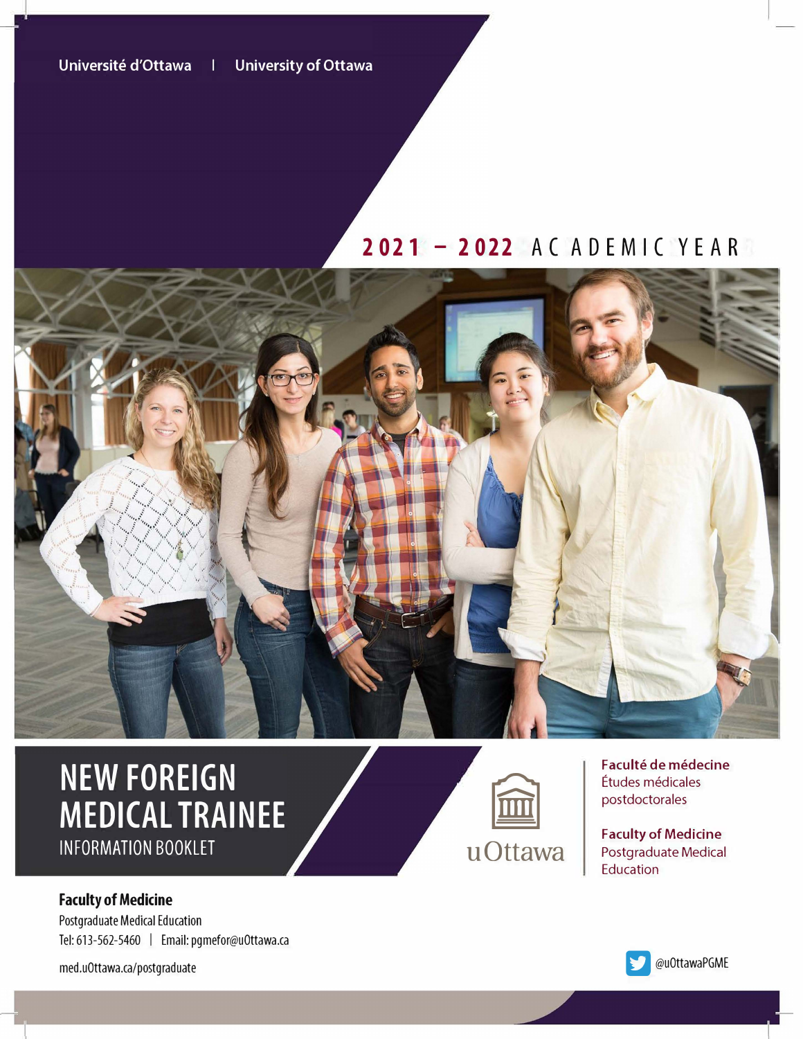Université d'Ottawa | University of Ottawa

**2021 – 2022** ACADEMIC YEAR

# NEW FOREIGN MEDICAL TRAINEE

INFORMATION BOOKLET

uOttawa

**Faculté de médecine**
Études médicales postdoctorales

**Faculty of Medicine**
Postgraduate Medical Education

**Faculty of Medicine**
Postgraduate Medical Education
Tel: 613-562-5460 | Email: pgmefor@uOttawa.ca

med.uOttawa.ca/postgraduate

@uOttawaPGME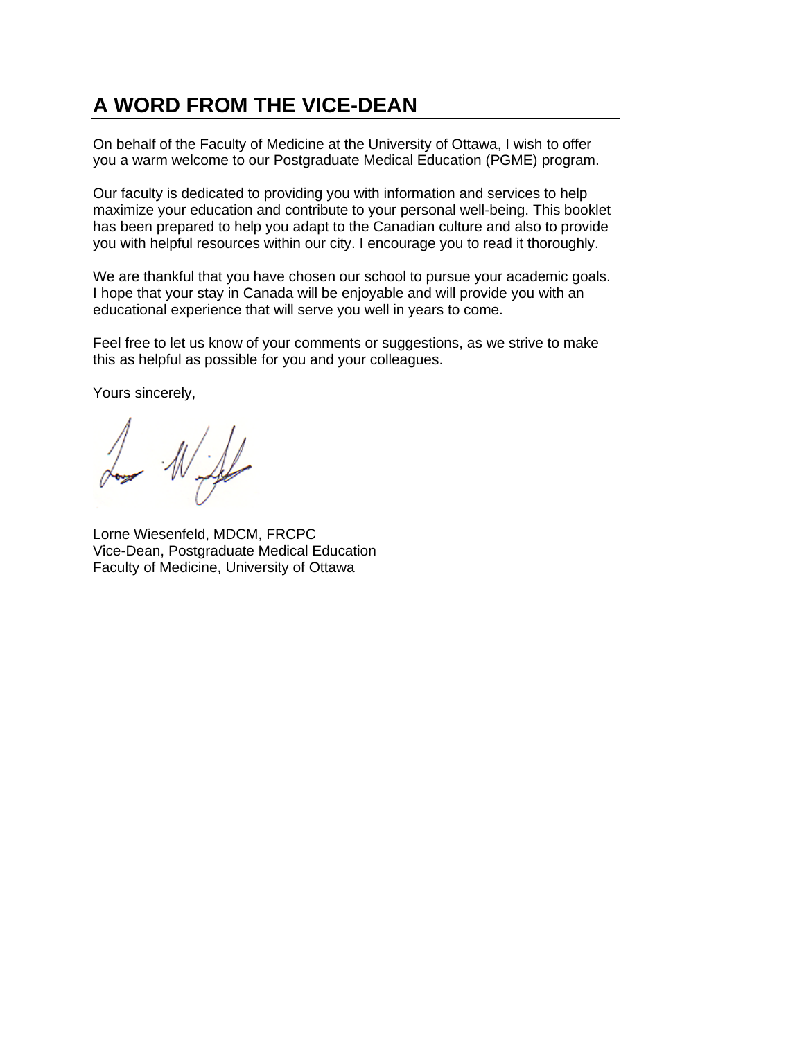# A WORD FROM THE VICE-DEAN

On behalf of the Faculty of Medicine at the University of Ottawa, I wish to offer you a warm welcome to our Postgraduate Medical Education (PGME) program.

Our faculty is dedicated to providing you with information and services to help maximize your education and contribute to your personal well-being. This booklet has been prepared to help you adapt to the Canadian culture and also to provide you with helpful resources within our city. I encourage you to read it thoroughly.

We are thankful that you have chosen our school to pursue your academic goals. I hope that your stay in Canada will be enjoyable and will provide you with an educational experience that will serve you well in years to come.

Feel free to let us know of your comments or suggestions, as we strive to make this as helpful as possible for you and your colleagues.

Yours sincerely,

Lorne Wiesenfeld, MDCM, FRCPC
Vice-Dean, Postgraduate Medical Education
Faculty of Medicine, University of Ottawa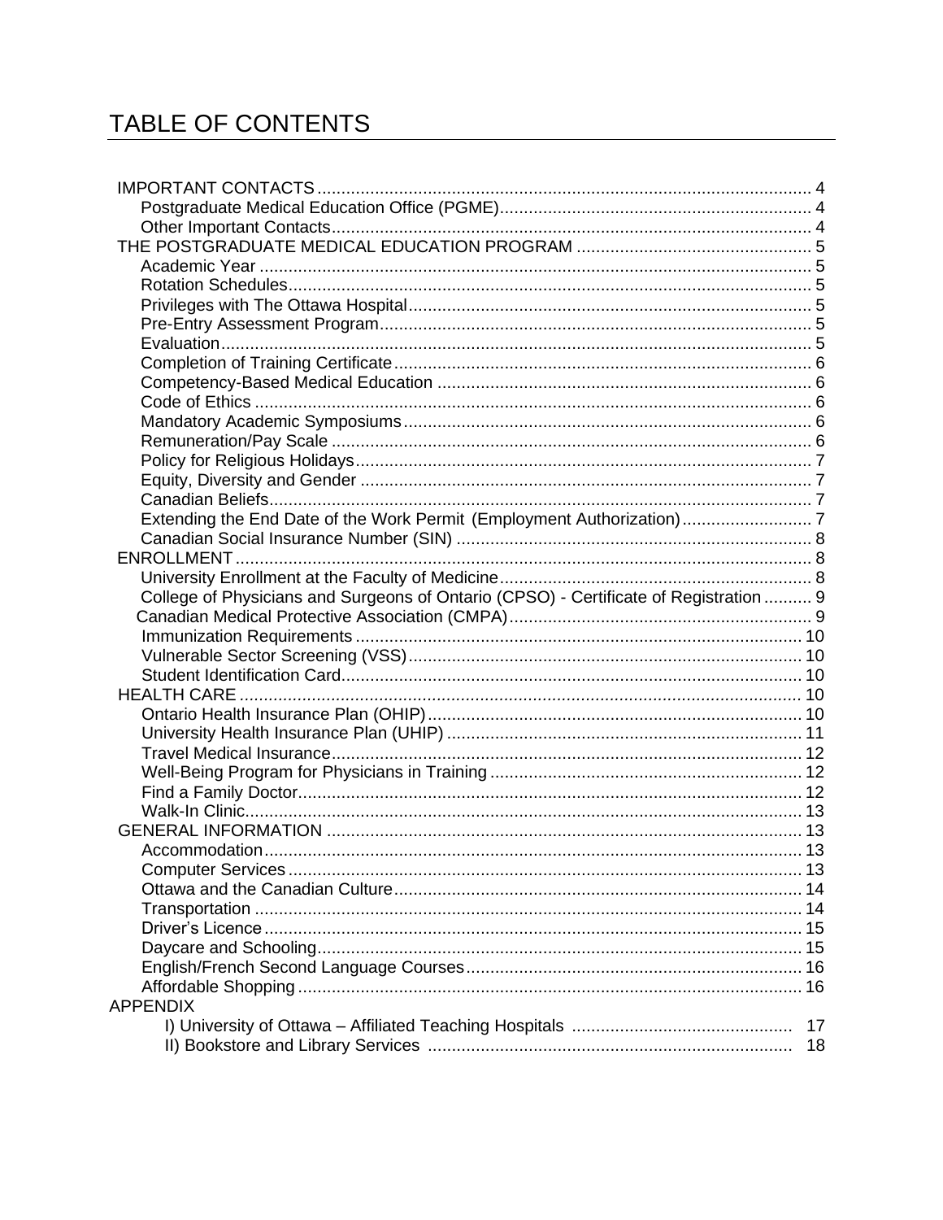# TABLE OF CONTENTS

- IMPORTANT CONTACTS ..................................................... 4
  - Postgraduate Medical Education Office (PGME) ..................................................... 4
  - Other Important Contacts ..................................................... 4
- THE POSTGRADUATE MEDICAL EDUCATION PROGRAM ..................................................... 5
  - Academic Year ..................................................... 5
  - Rotation Schedules ..................................................... 5
  - Privileges with The Ottawa Hospital ..................................................... 5
  - Pre-Entry Assessment Program ..................................................... 5
  - Evaluation ..................................................... 5
  - Completion of Training Certificate ..................................................... 6
  - Competency-Based Medical Education ..................................................... 6
  - Code of Ethics ..................................................... 6
  - Mandatory Academic Symposiums ..................................................... 6
  - Remuneration/Pay Scale ..................................................... 6
  - Policy for Religious Holidays ..................................................... 7
  - Equity, Diversity and Gender ..................................................... 7
  - Canadian Beliefs ..................................................... 7
  - Extending the End Date of the Work Permit (Employment Authorization) ..................................................... 7
  - Canadian Social Insurance Number (SIN) ..................................................... 8
- ENROLLMENT ..................................................... 8
  - University Enrollment at the Faculty of Medicine ..................................................... 8
  - College of Physicians and Surgeons of Ontario (CPSO) - Certificate of Registration ..................................................... 9
  - Canadian Medical Protective Association (CMPA) ..................................................... 9
  - Immunization Requirements ..................................................... 10
  - Vulnerable Sector Screening (VSS) ..................................................... 10
  - Student Identification Card ..................................................... 10
- HEALTH CARE ..................................................... 10
  - Ontario Health Insurance Plan (OHIP) ..................................................... 10
  - University Health Insurance Plan (UHIP) ..................................................... 11
  - Travel Medical Insurance ..................................................... 12
  - Well-Being Program for Physicians in Training ..................................................... 12
  - Find a Family Doctor ..................................................... 12
  - Walk-In Clinic ..................................................... 13
- GENERAL INFORMATION ..................................................... 13
  - Accommodation ..................................................... 13
  - Computer Services ..................................................... 13
  - Ottawa and the Canadian Culture ..................................................... 14
  - Transportation ..................................................... 14
  - Driver's Licence ..................................................... 15
  - Daycare and Schooling ..................................................... 15
  - English/French Second Language Courses ..................................................... 16
  - Affordable Shopping ..................................................... 16
- APPENDIX
  - I) University of Ottawa – Affiliated Teaching Hospitals ..................................................... 17
  - II) Bookstore and Library Services ..................................................... 18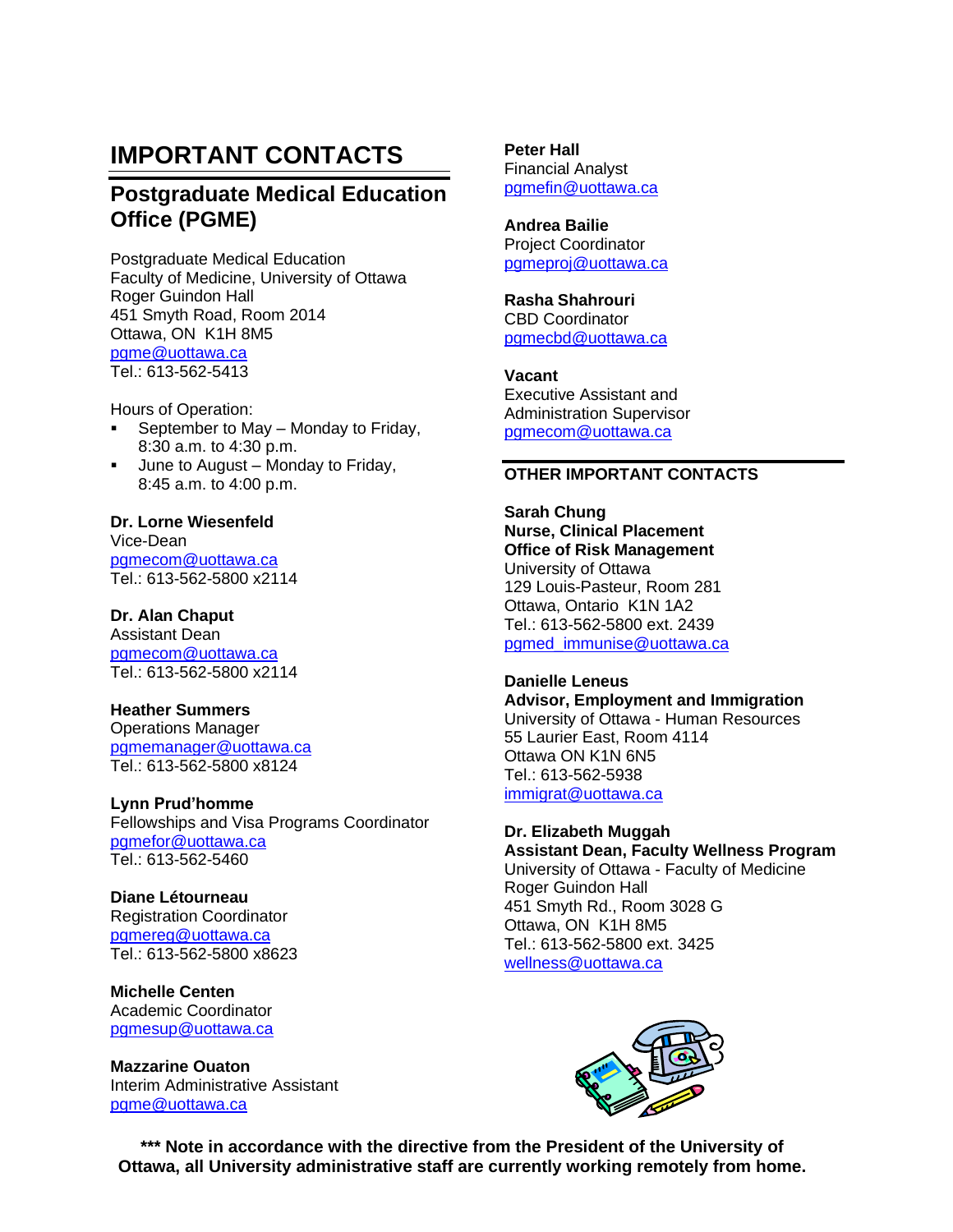# IMPORTANT CONTACTS

## Postgraduate Medical Education Office (PGME)

Postgraduate Medical Education
Faculty of Medicine, University of Ottawa
Roger Guindon Hall
451 Smyth Road, Room 2014
Ottawa, ON  K1H 8M5
pgme@uottawa.ca
Tel.: 613-562-5413

Hours of Operation:

- September to May – Monday to Friday, 8:30 a.m. to 4:30 p.m.
- June to August – Monday to Friday, 8:45 a.m. to 4:00 p.m.

**Dr. Lorne Wiesenfeld**
Vice-Dean
pgmecom@uottawa.ca
Tel.: 613-562-5800 x2114

**Dr. Alan Chaput**
Assistant Dean
pgmecom@uottawa.ca
Tel.: 613-562-5800 x2114

**Heather Summers**
Operations Manager
pgmemanager@uottawa.ca
Tel.: 613-562-5800 x8124

**Lynn Prud'homme**
Fellowships and Visa Programs Coordinator
pgmefor@uottawa.ca
Tel.: 613-562-5460

**Diane Létourneau**
Registration Coordinator
pgmereg@uottawa.ca
Tel.: 613-562-5800 x8623

**Michelle Centen**
Academic Coordinator
pgmesup@uottawa.ca

**Mazzarine Ouaton**
Interim Administrative Assistant
pgme@uottawa.ca

**Peter Hall**
Financial Analyst
pgmefin@uottawa.ca

**Andrea Bailie**
Project Coordinator
pgmeproj@uottawa.ca

**Rasha Shahrouri**
CBD Coordinator
pgmecbd@uottawa.ca

**Vacant**
Executive Assistant and Administration Supervisor
pgmecom@uottawa.ca

### OTHER IMPORTANT CONTACTS

**Sarah Chung**
**Nurse, Clinical Placement**
**Office of Risk Management**
University of Ottawa
129 Louis-Pasteur, Room 281
Ottawa, Ontario  K1N 1A2
Tel.: 613-562-5800 ext. 2439
pgmed_immunise@uottawa.ca

**Danielle Leneus**
**Advisor, Employment and Immigration**
University of Ottawa - Human Resources
55 Laurier East, Room 4114
Ottawa ON K1N 6N5
Tel.: 613-562-5938
immigrat@uottawa.ca

**Dr. Elizabeth Muggah**
**Assistant Dean, Faculty Wellness Program**
University of Ottawa - Faculty of Medicine
Roger Guindon Hall
451 Smyth Rd., Room 3028 G
Ottawa, ON  K1H 8M5
Tel.: 613-562-5800 ext. 3425
wellness@uottawa.ca

**\*\*\* Note in accordance with the directive from the President of the University of Ottawa, all University administrative staff are currently working remotely from home.**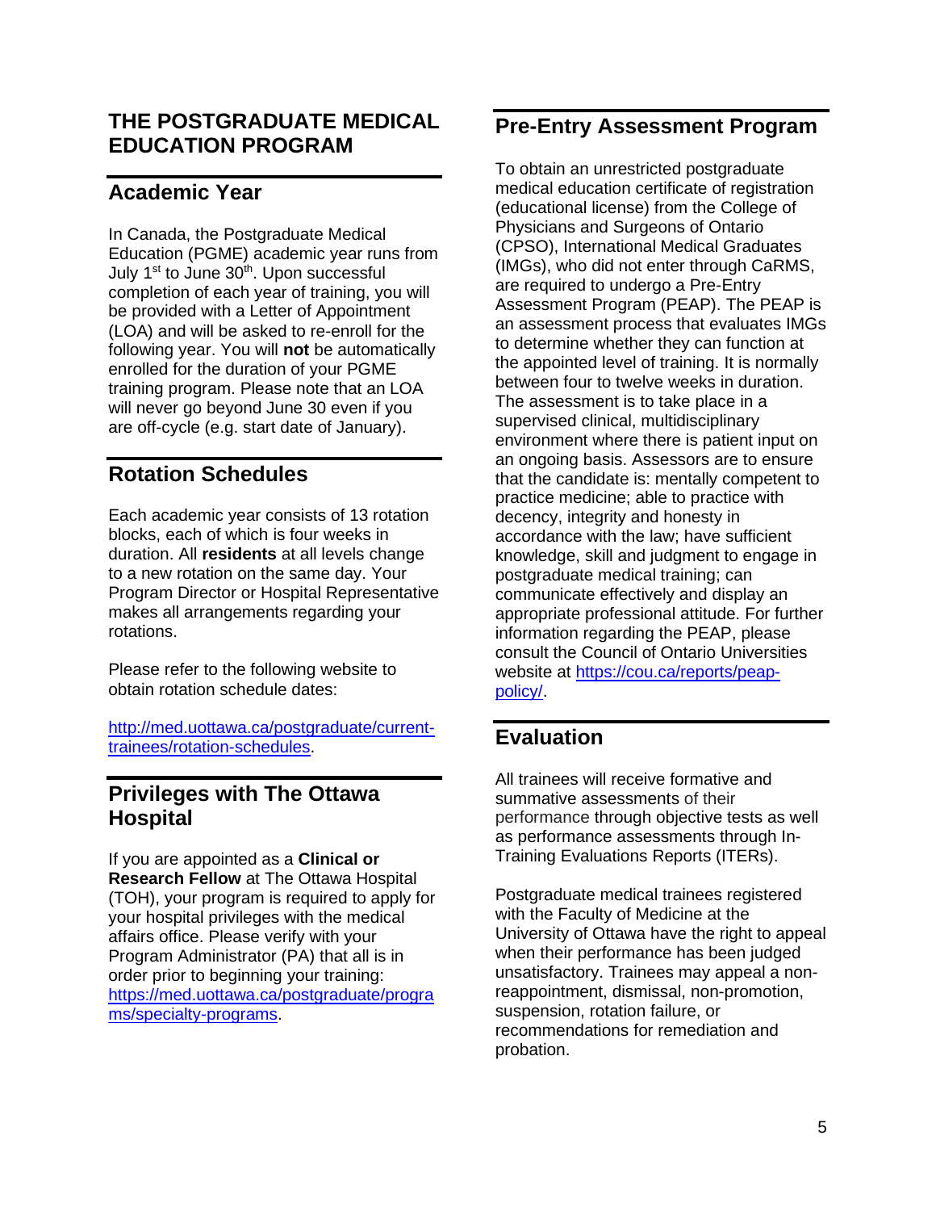# THE POSTGRADUATE MEDICAL EDUCATION PROGRAM

## Academic Year

In Canada, the Postgraduate Medical Education (PGME) academic year runs from July 1st to June 30th. Upon successful completion of each year of training, you will be provided with a Letter of Appointment (LOA) and will be asked to re-enroll for the following year. You will **not** be automatically enrolled for the duration of your PGME training program. Please note that an LOA will never go beyond June 30 even if you are off-cycle (e.g. start date of January).

## Rotation Schedules

Each academic year consists of 13 rotation blocks, each of which is four weeks in duration. All **residents** at all levels change to a new rotation on the same day. Your Program Director or Hospital Representative makes all arrangements regarding your rotations.

Please refer to the following website to obtain rotation schedule dates:

[http://med.uottawa.ca/postgraduate/current-trainees/rotation-schedules](http://med.uottawa.ca/postgraduate/current-trainees/rotation-schedules).

## Privileges with The Ottawa Hospital

If you are appointed as a **Clinical or Research Fellow** at The Ottawa Hospital (TOH), your program is required to apply for your hospital privileges with the medical affairs office. Please verify with your Program Administrator (PA) that all is in order prior to beginning your training: [https://med.uottawa.ca/postgraduate/programs/specialty-programs](https://med.uottawa.ca/postgraduate/programs/specialty-programs).

## Pre-Entry Assessment Program

To obtain an unrestricted postgraduate medical education certificate of registration (educational license) from the College of Physicians and Surgeons of Ontario (CPSO), International Medical Graduates (IMGs), who did not enter through CaRMS, are required to undergo a Pre-Entry Assessment Program (PEAP). The PEAP is an assessment process that evaluates IMGs to determine whether they can function at the appointed level of training. It is normally between four to twelve weeks in duration. The assessment is to take place in a supervised clinical, multidisciplinary environment where there is patient input on an ongoing basis. Assessors are to ensure that the candidate is: mentally competent to practice medicine; able to practice with decency, integrity and honesty in accordance with the law; have sufficient knowledge, skill and judgment to engage in postgraduate medical training; can communicate effectively and display an appropriate professional attitude. For further information regarding the PEAP, please consult the Council of Ontario Universities website at [https://cou.ca/reports/peap-policy/](https://cou.ca/reports/peap-policy/).

## Evaluation

All trainees will receive formative and summative assessments of their performance through objective tests as well as performance assessments through In-Training Evaluations Reports (ITERs).

Postgraduate medical trainees registered with the Faculty of Medicine at the University of Ottawa have the right to appeal when their performance has been judged unsatisfactory. Trainees may appeal a non-reappointment, dismissal, non-promotion, suspension, rotation failure, or recommendations for remediation and probation.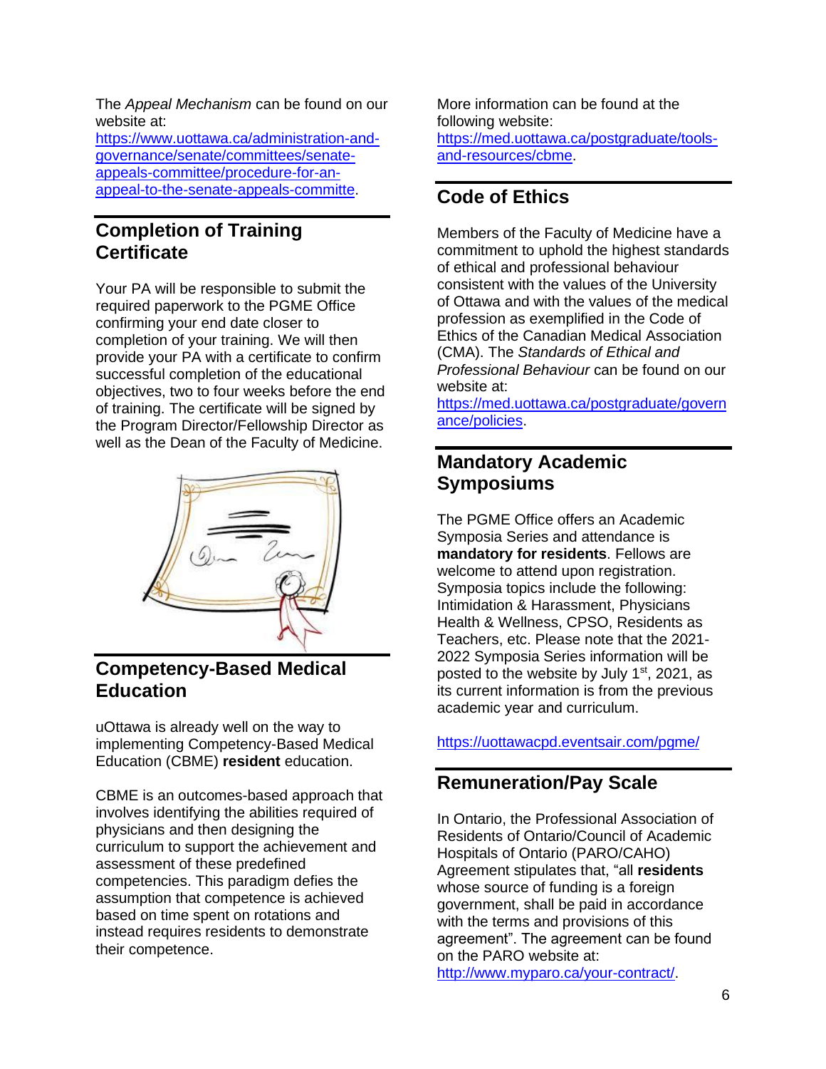The *Appeal Mechanism* can be found on our website at: https://www.uottawa.ca/administration-and-governance/senate/committees/senate-appeals-committee/procedure-for-an-appeal-to-the-senate-appeals-committe.

## Completion of Training Certificate

Your PA will be responsible to submit the required paperwork to the PGME Office confirming your end date closer to completion of your training. We will then provide your PA with a certificate to confirm successful completion of the educational objectives, two to four weeks before the end of training. The certificate will be signed by the Program Director/Fellowship Director as well as the Dean of the Faculty of Medicine.

## Competency-Based Medical Education

uOttawa is already well on the way to implementing Competency-Based Medical Education (CBME) **resident** education.

CBME is an outcomes-based approach that involves identifying the abilities required of physicians and then designing the curriculum to support the achievement and assessment of these predefined competencies. This paradigm defies the assumption that competence is achieved based on time spent on rotations and instead requires residents to demonstrate their competence.

More information can be found at the following website: https://med.uottawa.ca/postgraduate/tools-and-resources/cbme.

## Code of Ethics

Members of the Faculty of Medicine have a commitment to uphold the highest standards of ethical and professional behaviour consistent with the values of the University of Ottawa and with the values of the medical profession as exemplified in the Code of Ethics of the Canadian Medical Association (CMA). The *Standards of Ethical and Professional Behaviour* can be found on our website at: https://med.uottawa.ca/postgraduate/governance/policies.

## Mandatory Academic Symposiums

The PGME Office offers an Academic Symposia Series and attendance is **mandatory for residents**. Fellows are welcome to attend upon registration. Symposia topics include the following: Intimidation & Harassment, Physicians Health & Wellness, CPSO, Residents as Teachers, etc. Please note that the 2021-2022 Symposia Series information will be posted to the website by July 1st, 2021, as its current information is from the previous academic year and curriculum.

https://uottawacpd.eventsair.com/pgme/

## Remuneration/Pay Scale

In Ontario, the Professional Association of Residents of Ontario/Council of Academic Hospitals of Ontario (PARO/CAHO) Agreement stipulates that, "all **residents** whose source of funding is a foreign government, shall be paid in accordance with the terms and provisions of this agreement". The agreement can be found on the PARO website at: http://www.myparo.ca/your-contract/.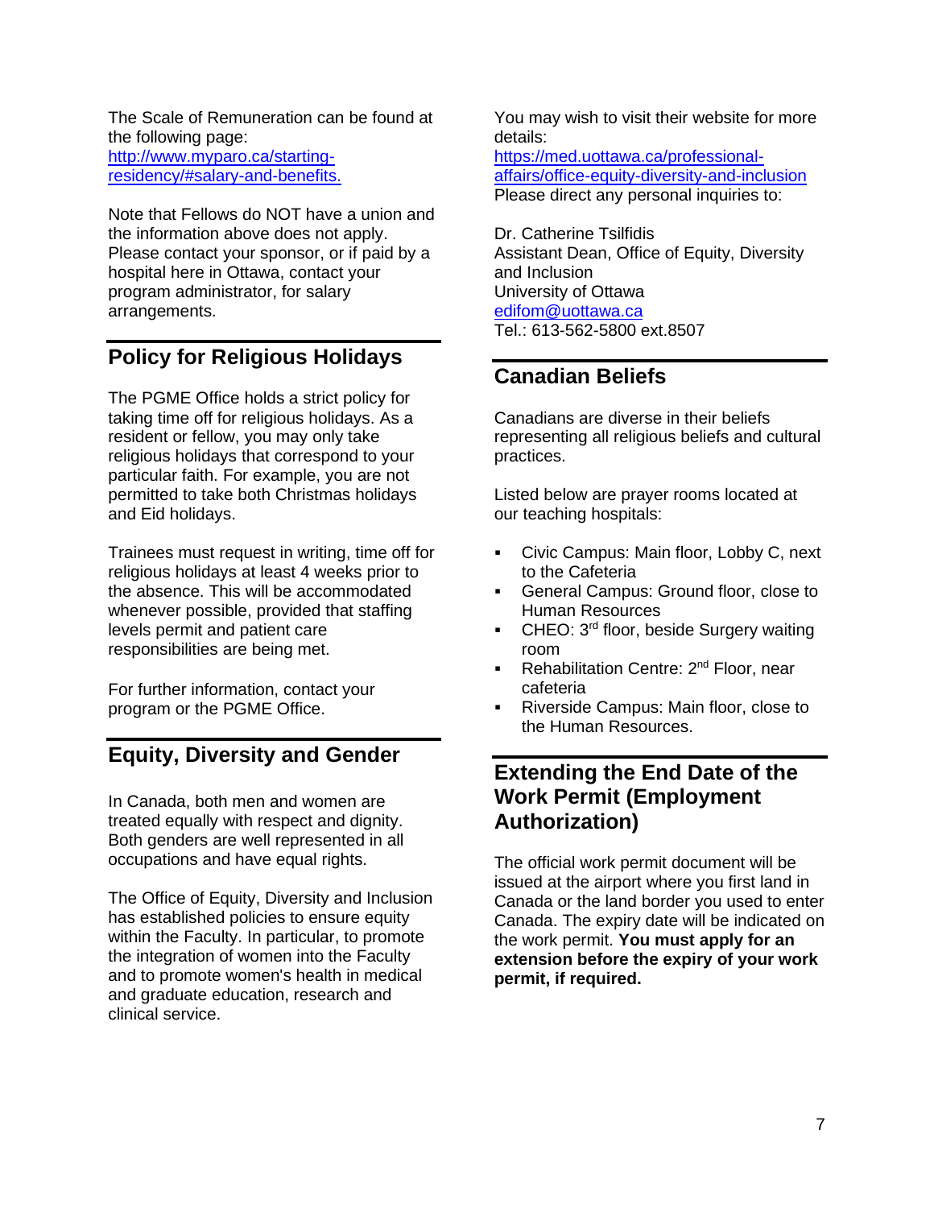The Scale of Remuneration can be found at the following page:
[http://www.myparo.ca/starting-residency/#salary-and-benefits.](http://www.myparo.ca/starting-residency/#salary-and-benefits)

Note that Fellows do NOT have a union and the information above does not apply. Please contact your sponsor, or if paid by a hospital here in Ottawa, contact your program administrator, for salary arrangements.

## Policy for Religious Holidays

The PGME Office holds a strict policy for taking time off for religious holidays. As a resident or fellow, you may only take religious holidays that correspond to your particular faith. For example, you are not permitted to take both Christmas holidays and Eid holidays.

Trainees must request in writing, time off for religious holidays at least 4 weeks prior to the absence. This will be accommodated whenever possible, provided that staffing levels permit and patient care responsibilities are being met.

For further information, contact your program or the PGME Office.

## Equity, Diversity and Gender

In Canada, both men and women are treated equally with respect and dignity. Both genders are well represented in all occupations and have equal rights.

The Office of Equity, Diversity and Inclusion has established policies to ensure equity within the Faculty. In particular, to promote the integration of women into the Faculty and to promote women's health in medical and graduate education, research and clinical service.

You may wish to visit their website for more details:
[https://med.uottawa.ca/professional-affairs/office-equity-diversity-and-inclusion](https://med.uottawa.ca/professional-affairs/office-equity-diversity-and-inclusion)
Please direct any personal inquiries to:

Dr. Catherine Tsilfidis
Assistant Dean, Office of Equity, Diversity and Inclusion
University of Ottawa
[edifom@uottawa.ca](mailto:edifom@uottawa.ca)
Tel.: 613-562-5800 ext.8507

## Canadian Beliefs

Canadians are diverse in their beliefs representing all religious beliefs and cultural practices.

Listed below are prayer rooms located at our teaching hospitals:

- Civic Campus: Main floor, Lobby C, next to the Cafeteria
- General Campus: Ground floor, close to Human Resources
- CHEO: 3rd floor, beside Surgery waiting room
- Rehabilitation Centre: 2nd Floor, near cafeteria
- Riverside Campus: Main floor, close to the Human Resources.

## Extending the End Date of the Work Permit (Employment Authorization)

The official work permit document will be issued at the airport where you first land in Canada or the land border you used to enter Canada. The expiry date will be indicated on the work permit. **You must apply for an extension before the expiry of your work permit, if required.**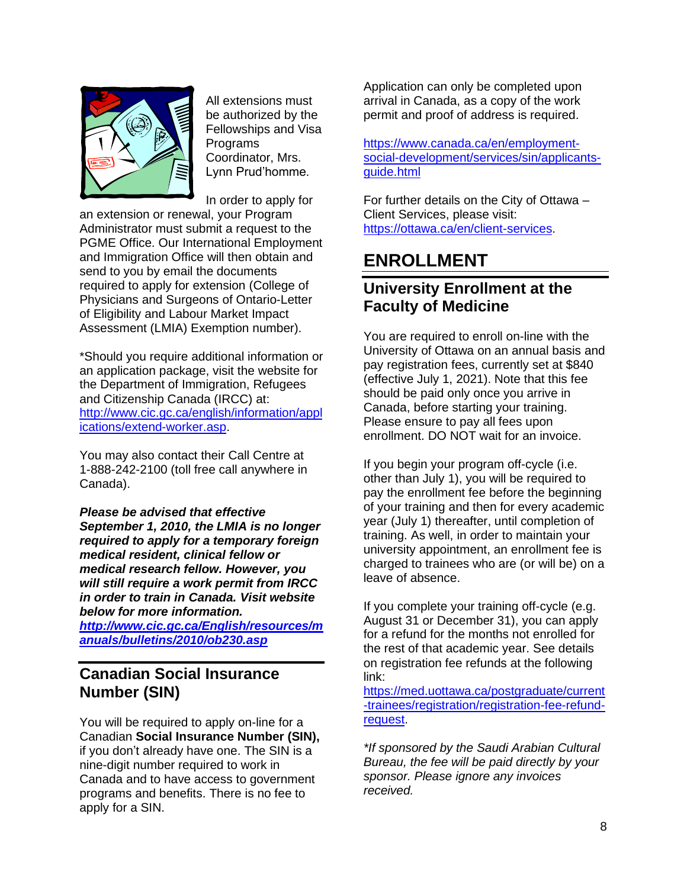All extensions must be authorized by the Fellowships and Visa Programs Coordinator, Mrs. Lynn Prud'homme.

In order to apply for an extension or renewal, your Program Administrator must submit a request to the PGME Office. Our International Employment and Immigration Office will then obtain and send to you by email the documents required to apply for extension (College of Physicians and Surgeons of Ontario-Letter of Eligibility and Labour Market Impact Assessment (LMIA) Exemption number).

*Should you require additional information or an application package, visit the website for the Department of Immigration, Refugees and Citizenship Canada (IRCC) at: http://www.cic.gc.ca/english/information/applications/extend-worker.asp.

You may also contact their Call Centre at 1-888-242-2100 (toll free call anywhere in Canada).

***Please be advised that effective September 1, 2010, the LMIA is no longer required to apply for a temporary foreign medical resident, clinical fellow or medical research fellow. However, you will still require a work permit from IRCC in order to train in Canada. Visit website below for more information.***
***http://www.cic.gc.ca/English/resources/manuals/bulletins/2010/ob230.asp***

## Canadian Social Insurance Number (SIN)

You will be required to apply on-line for a Canadian **Social Insurance Number (SIN),** if you don't already have one. The SIN is a nine-digit number required to work in Canada and to have access to government programs and benefits. There is no fee to apply for a SIN.

Application can only be completed upon arrival in Canada, as a copy of the work permit and proof of address is required.

https://www.canada.ca/en/employment-social-development/services/sin/applicants-guide.html

For further details on the City of Ottawa – Client Services, please visit: https://ottawa.ca/en/client-services.

# ENROLLMENT

## University Enrollment at the Faculty of Medicine

You are required to enroll on-line with the University of Ottawa on an annual basis and pay registration fees, currently set at $840 (effective July 1, 2021). Note that this fee should be paid only once you arrive in Canada, before starting your training. Please ensure to pay all fees upon enrollment. DO NOT wait for an invoice.

If you begin your program off-cycle (i.e. other than July 1), you will be required to pay the enrollment fee before the beginning of your training and then for every academic year (July 1) thereafter, until completion of training. As well, in order to maintain your university appointment, an enrollment fee is charged to trainees who are (or will be) on a leave of absence.

If you complete your training off-cycle (e.g. August 31 or December 31), you can apply for a refund for the months not enrolled for the rest of that academic year. See details on registration fee refunds at the following link: https://med.uottawa.ca/postgraduate/current-trainees/registration/registration-fee-refund-request.

*\*If sponsored by the Saudi Arabian Cultural Bureau, the fee will be paid directly by your sponsor. Please ignore any invoices received.*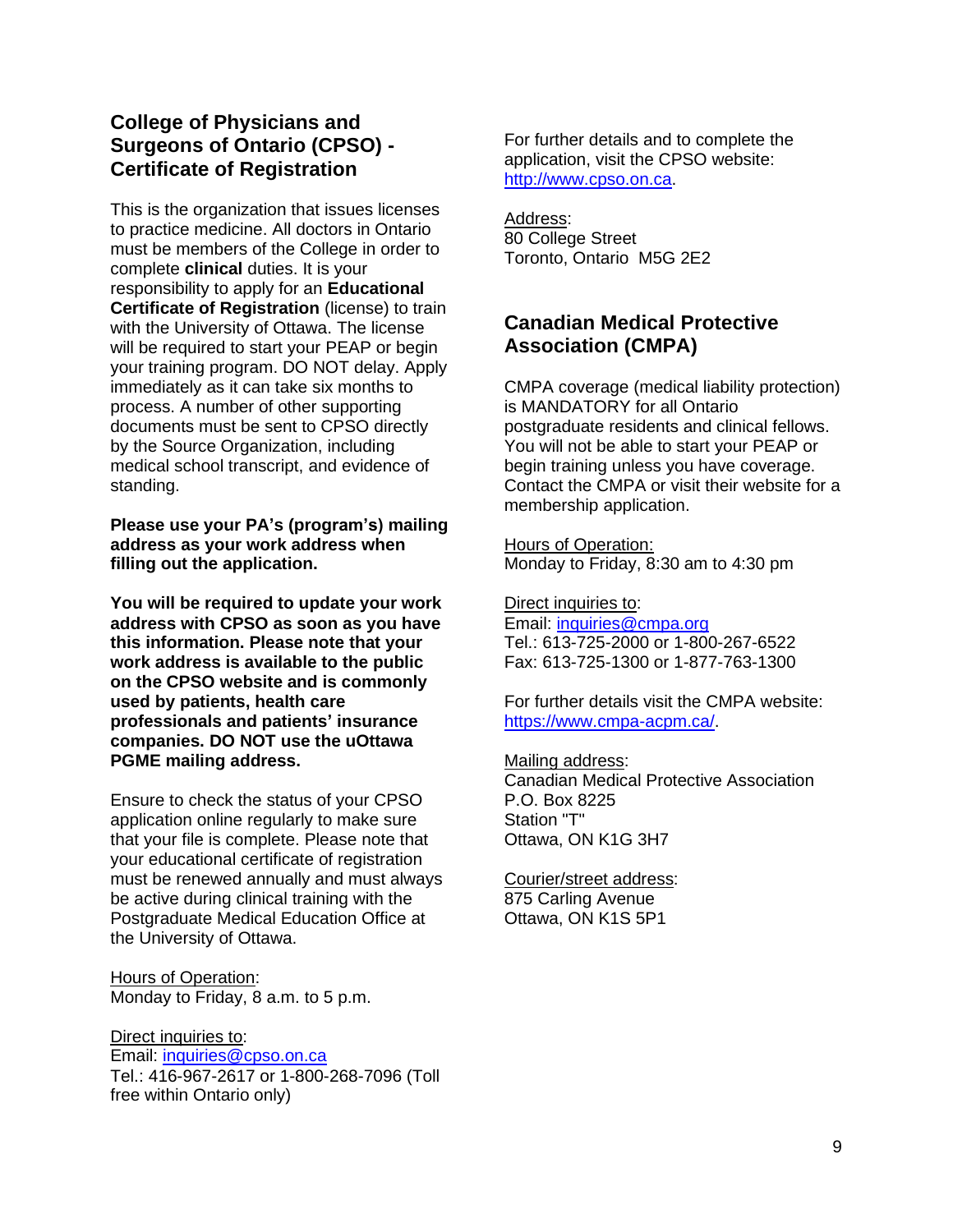## College of Physicians and Surgeons of Ontario (CPSO) - Certificate of Registration

This is the organization that issues licenses to practice medicine. All doctors in Ontario must be members of the College in order to complete **clinical** duties. It is your responsibility to apply for an **Educational Certificate of Registration** (license) to train with the University of Ottawa. The license will be required to start your PEAP or begin your training program. DO NOT delay. Apply immediately as it can take six months to process. A number of other supporting documents must be sent to CPSO directly by the Source Organization, including medical school transcript, and evidence of standing.

**Please use your PA's (program's) mailing address as your work address when filling out the application.**

**You will be required to update your work address with CPSO as soon as you have this information. Please note that your work address is available to the public on the CPSO website and is commonly used by patients, health care professionals and patients' insurance companies. DO NOT use the uOttawa PGME mailing address.**

Ensure to check the status of your CPSO application online regularly to make sure that your file is complete. Please note that your educational certificate of registration must be renewed annually and must always be active during clinical training with the Postgraduate Medical Education Office at the University of Ottawa.

Hours of Operation:
Monday to Friday, 8 a.m. to 5 p.m.

Direct inquiries to:
Email: inquiries@cpso.on.ca
Tel.: 416-967-2617 or 1-800-268-7096 (Toll free within Ontario only)

For further details and to complete the application, visit the CPSO website: http://www.cpso.on.ca.

Address:
80 College Street
Toronto, Ontario M5G 2E2

## Canadian Medical Protective Association (CMPA)

CMPA coverage (medical liability protection) is MANDATORY for all Ontario postgraduate residents and clinical fellows. You will not be able to start your PEAP or begin training unless you have coverage. Contact the CMPA or visit their website for a membership application.

Hours of Operation:
Monday to Friday, 8:30 am to 4:30 pm

Direct inquiries to:
Email: inquiries@cmpa.org
Tel.: 613-725-2000 or 1-800-267-6522
Fax: 613-725-1300 or 1-877-763-1300

For further details visit the CMPA website: https://www.cmpa-acpm.ca/.

Mailing address:
Canadian Medical Protective Association
P.O. Box 8225
Station "T"
Ottawa, ON K1G 3H7

Courier/street address:
875 Carling Avenue
Ottawa, ON K1S 5P1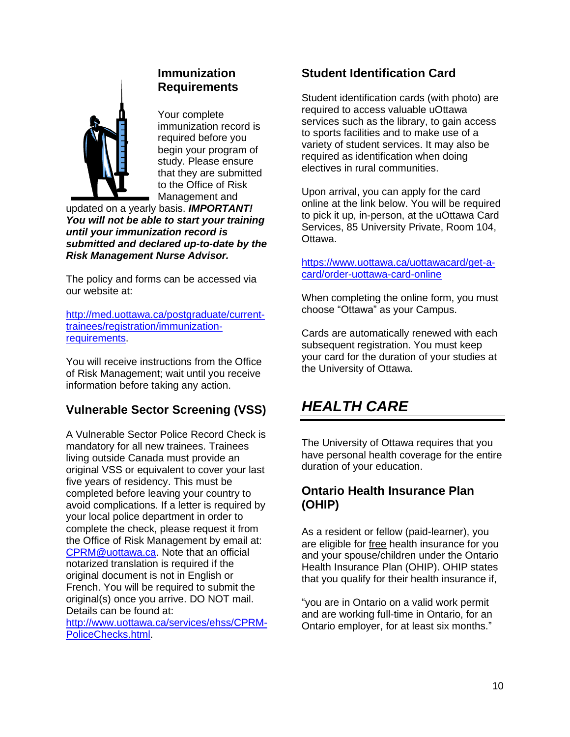### Immunization Requirements

Your complete immunization record is required before you begin your program of study. Please ensure that they are submitted to the Office of Risk Management and updated on a yearly basis. ***IMPORTANT! You will not be able to start your training until your immunization record is submitted and declared up-to-date by the Risk Management Nurse Advisor.***

The policy and forms can be accessed via our website at:

[http://med.uottawa.ca/postgraduate/current-trainees/registration/immunization-requirements](http://med.uottawa.ca/postgraduate/current-trainees/registration/immunization-requirements).

You will receive instructions from the Office of Risk Management; wait until you receive information before taking any action.

### Vulnerable Sector Screening (VSS)

A Vulnerable Sector Police Record Check is mandatory for all new trainees. Trainees living outside Canada must provide an original VSS or equivalent to cover your last five years of residency. This must be completed before leaving your country to avoid complications. If a letter is required by your local police department in order to complete the check, please request it from the Office of Risk Management by email at: [CPRM@uottawa.ca](mailto:CPRM@uottawa.ca). Note that an official notarized translation is required if the original document is not in English or French. You will be required to submit the original(s) once you arrive. DO NOT mail. Details can be found at: [http://www.uottawa.ca/services/ehss/CPRM-PoliceChecks.html](http://www.uottawa.ca/services/ehss/CPRM-PoliceChecks.html).

### Student Identification Card

Student identification cards (with photo) are required to access valuable uOttawa services such as the library, to gain access to sports facilities and to make use of a variety of student services. It may also be required as identification when doing electives in rural communities.

Upon arrival, you can apply for the card online at the link below. You will be required to pick it up, in-person, at the uOttawa Card Services, 85 University Private, Room 104, Ottawa.

[https://www.uottawa.ca/uottawacard/get-a-card/order-uottawa-card-online](https://www.uottawa.ca/uottawacard/get-a-card/order-uottawa-card-online)

When completing the online form, you must choose “Ottawa” as your Campus.

Cards are automatically renewed with each subsequent registration. You must keep your card for the duration of your studies at the University of Ottawa.

## *HEALTH CARE*

The University of Ottawa requires that you have personal health coverage for the entire duration of your education.

### Ontario Health Insurance Plan (OHIP)

As a resident or fellow (paid-learner), you are eligible for free health insurance for you and your spouse/children under the Ontario Health Insurance Plan (OHIP). OHIP states that you qualify for their health insurance if,

“you are in Ontario on a valid work permit and are working full-time in Ontario, for an Ontario employer, for at least six months.”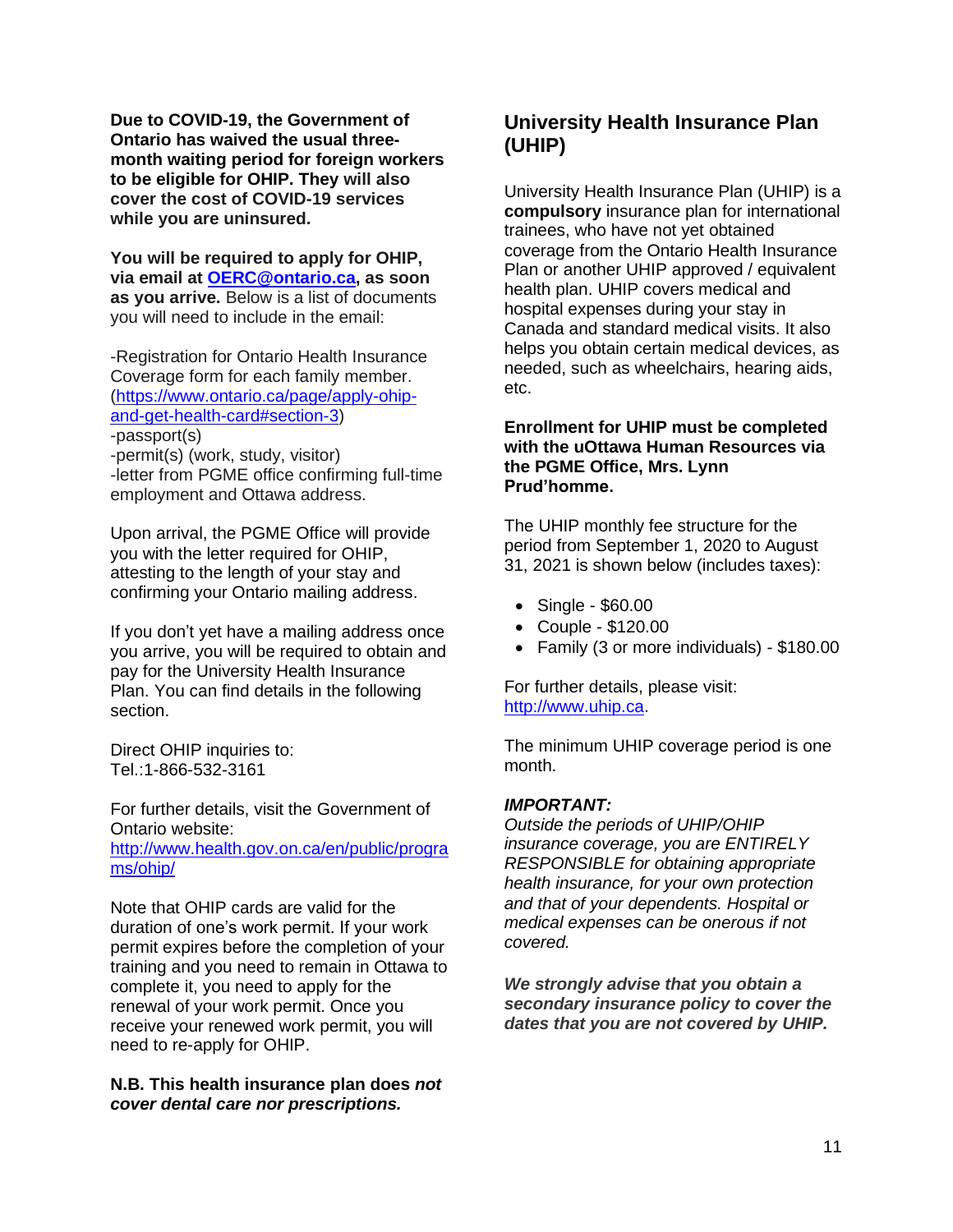**Due to COVID-19, the Government of Ontario has waived the usual three-month waiting period for foreign workers to be eligible for OHIP. They will also cover the cost of COVID-19 services while you are uninsured.**

**You will be required to apply for OHIP, via email at [OERC@ontario.ca](mailto:OERC@ontario.ca), as soon as you arrive.** Below is a list of documents you will need to include in the email:

-Registration for Ontario Health Insurance Coverage form for each family member. ([https://www.ontario.ca/page/apply-ohip-and-get-health-card#section-3](https://www.ontario.ca/page/apply-ohip-and-get-health-card#section-3))
-passport(s)
-permit(s) (work, study, visitor)
-letter from PGME office confirming full-time employment and Ottawa address.

Upon arrival, the PGME Office will provide you with the letter required for OHIP, attesting to the length of your stay and confirming your Ontario mailing address.

If you don't yet have a mailing address once you arrive, you will be required to obtain and pay for the University Health Insurance Plan. You can find details in the following section.

Direct OHIP inquiries to:
Tel.:1-866-532-3161

For further details, visit the Government of Ontario website:
[http://www.health.gov.on.ca/en/public/programs/ohip/](http://www.health.gov.on.ca/en/public/programs/ohip/)

Note that OHIP cards are valid for the duration of one's work permit. If your work permit expires before the completion of your training and you need to remain in Ottawa to complete it, you need to apply for the renewal of your work permit. Once you receive your renewed work permit, you will need to re-apply for OHIP.

**N.B. This health insurance plan does *not cover dental care nor prescriptions.***

## University Health Insurance Plan (UHIP)

University Health Insurance Plan (UHIP) is a **compulsory** insurance plan for international trainees, who have not yet obtained coverage from the Ontario Health Insurance Plan or another UHIP approved / equivalent health plan. UHIP covers medical and hospital expenses during your stay in Canada and standard medical visits. It also helps you obtain certain medical devices, as needed, such as wheelchairs, hearing aids, etc.

**Enrollment for UHIP must be completed with the uOttawa Human Resources via the PGME Office, Mrs. Lynn Prud'homme.**

The UHIP monthly fee structure for the period from September 1, 2020 to August 31, 2021 is shown below (includes taxes):

- Single - $60.00
- Couple - $120.00
- Family (3 or more individuals) - $180.00

For further details, please visit: [http://www.uhip.ca](http://www.uhip.ca).

The minimum UHIP coverage period is one month.

***IMPORTANT:***
*Outside the periods of UHIP/OHIP insurance coverage, you are ENTIRELY RESPONSIBLE for obtaining appropriate health insurance, for your own protection and that of your dependents. Hospital or medical expenses can be onerous if not covered.*

***We strongly advise that you obtain a secondary insurance policy to cover the dates that you are not covered by UHIP.***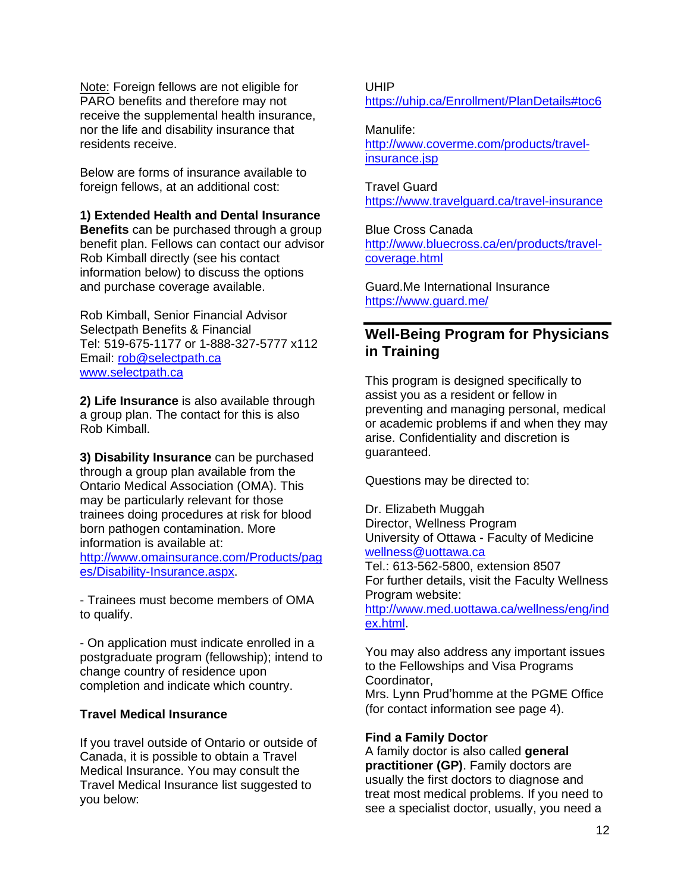Note: Foreign fellows are not eligible for PARO benefits and therefore may not receive the supplemental health insurance, nor the life and disability insurance that residents receive.

Below are forms of insurance available to foreign fellows, at an additional cost:

**1) Extended Health and Dental Insurance Benefits** can be purchased through a group benefit plan. Fellows can contact our advisor Rob Kimball directly (see his contact information below) to discuss the options and purchase coverage available.

Rob Kimball, Senior Financial Advisor
Selectpath Benefits & Financial
Tel: 519-675-1177 or 1-888-327-5777 x112
Email: rob@selectpath.ca
www.selectpath.ca

**2) Life Insurance** is also available through a group plan. The contact for this is also Rob Kimball.

**3) Disability Insurance** can be purchased through a group plan available from the Ontario Medical Association (OMA). This may be particularly relevant for those trainees doing procedures at risk for blood born pathogen contamination. More information is available at: http://www.omainsurance.com/Products/pages/Disability-Insurance.aspx.

- Trainees must become members of OMA to qualify.

- On application must indicate enrolled in a postgraduate program (fellowship); intend to change country of residence upon completion and indicate which country.

**Travel Medical Insurance**

If you travel outside of Ontario or outside of Canada, it is possible to obtain a Travel Medical Insurance. You may consult the Travel Medical Insurance list suggested to you below:

UHIP
https://uhip.ca/Enrollment/PlanDetails#toc6

Manulife:
http://www.coverme.com/products/travel-insurance.jsp

Travel Guard
https://www.travelguard.ca/travel-insurance

Blue Cross Canada
http://www.bluecross.ca/en/products/travel-coverage.html

Guard.Me International Insurance
https://www.guard.me/

## Well-Being Program for Physicians in Training

This program is designed specifically to assist you as a resident or fellow in preventing and managing personal, medical or academic problems if and when they may arise. Confidentiality and discretion is guaranteed.

Questions may be directed to:

Dr. Elizabeth Muggah
Director, Wellness Program
University of Ottawa - Faculty of Medicine
wellness@uottawa.ca
Tel.: 613-562-5800, extension 8507
For further details, visit the Faculty Wellness Program website:
http://www.med.uottawa.ca/wellness/eng/index.html.

You may also address any important issues to the Fellowships and Visa Programs Coordinator,
Mrs. Lynn Prud'homme at the PGME Office (for contact information see page 4).

**Find a Family Doctor**
A family doctor is also called **general practitioner (GP)**. Family doctors are usually the first doctors to diagnose and treat most medical problems. If you need to see a specialist doctor, usually, you need a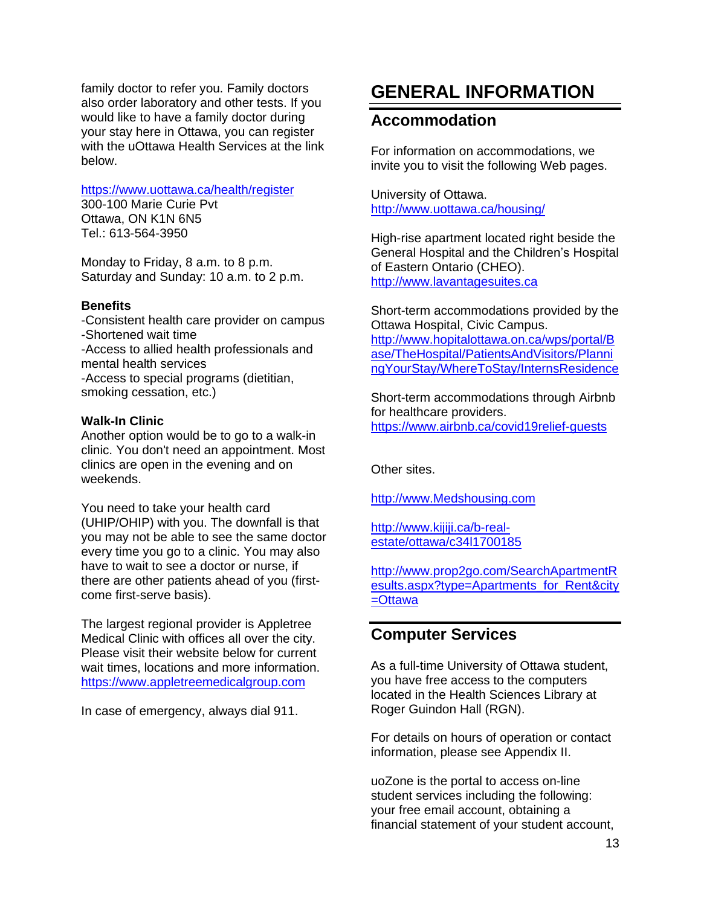family doctor to refer you. Family doctors also order laboratory and other tests. If you would like to have a family doctor during your stay here in Ottawa, you can register with the uOttawa Health Services at the link below.

https://www.uottawa.ca/health/register
300-100 Marie Curie Pvt
Ottawa, ON K1N 6N5
Tel.: 613-564-3950

Monday to Friday, 8 a.m. to 8 p.m.
Saturday and Sunday: 10 a.m. to 2 p.m.

**Benefits**
-Consistent health care provider on campus
-Shortened wait time
-Access to allied health professionals and mental health services
-Access to special programs (dietitian, smoking cessation, etc.)

**Walk-In Clinic**
Another option would be to go to a walk-in clinic. You don't need an appointment. Most clinics are open in the evening and on weekends.

You need to take your health card (UHIP/OHIP) with you. The downfall is that you may not be able to see the same doctor every time you go to a clinic. You may also have to wait to see a doctor or nurse, if there are other patients ahead of you (first-come first-serve basis).

The largest regional provider is Appletree Medical Clinic with offices all over the city. Please visit their website below for current wait times, locations and more information.
https://www.appletreemedicalgroup.com

In case of emergency, always dial 911.

# GENERAL INFORMATION

## Accommodation

For information on accommodations, we invite you to visit the following Web pages.

University of Ottawa.
http://www.uottawa.ca/housing/

High-rise apartment located right beside the General Hospital and the Children's Hospital of Eastern Ontario (CHEO).
http://www.lavantagesuites.ca

Short-term accommodations provided by the Ottawa Hospital, Civic Campus.
http://www.hopitalottawa.on.ca/wps/portal/Base/TheHospital/PatientsAndVisitors/PlanningYourStay/WhereToStay/InternsResidence

Short-term accommodations through Airbnb for healthcare providers.
https://www.airbnb.ca/covid19relief-guests

Other sites.

http://www.Medshousing.com

http://www.kijiji.ca/b-real-estate/ottawa/c34l1700185

http://www.prop2go.com/SearchApartmentResults.aspx?type=Apartments_for_Rent&city=Ottawa

## Computer Services

As a full-time University of Ottawa student, you have free access to the computers located in the Health Sciences Library at Roger Guindon Hall (RGN).

For details on hours of operation or contact information, please see Appendix II.

uoZone is the portal to access on-line student services including the following: your free email account, obtaining a financial statement of your student account,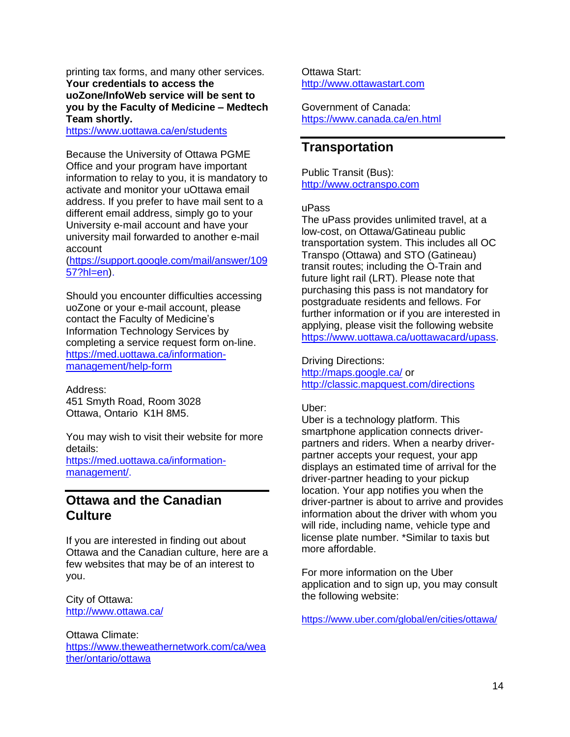printing tax forms, and many other services. **Your credentials to access the uoZone/InfoWeb service will be sent to you by the Faculty of Medicine – Medtech Team shortly.**
https://www.uottawa.ca/en/students

Because the University of Ottawa PGME Office and your program have important information to relay to you, it is mandatory to activate and monitor your uOttawa email address. If you prefer to have mail sent to a different email address, simply go to your University e-mail account and have your university mail forwarded to another e-mail account (https://support.google.com/mail/answer/10957?hl=en).

Should you encounter difficulties accessing uoZone or your e-mail account, please contact the Faculty of Medicine's Information Technology Services by completing a service request form on-line.
https://med.uottawa.ca/information-management/help-form

Address:
451 Smyth Road, Room 3028
Ottawa, Ontario K1H 8M5.

You may wish to visit their website for more details:
https://med.uottawa.ca/information-management/.

## Ottawa and the Canadian Culture

If you are interested in finding out about Ottawa and the Canadian culture, here are a few websites that may be of an interest to you.

City of Ottawa:
http://www.ottawa.ca/

Ottawa Climate:
https://www.theweathernetwork.com/ca/weather/ontario/ottawa

Ottawa Start:
http://www.ottawastart.com

Government of Canada:
https://www.canada.ca/en.html

## Transportation

Public Transit (Bus):
http://www.octranspo.com

uPass
The uPass provides unlimited travel, at a low-cost, on Ottawa/Gatineau public transportation system. This includes all OC Transpo (Ottawa) and STO (Gatineau) transit routes; including the O-Train and future light rail (LRT). Please note that purchasing this pass is not mandatory for postgraduate residents and fellows. For further information or if you are interested in applying, please visit the following website https://www.uottawa.ca/uottawacard/upass.

Driving Directions:
http://maps.google.ca/ or
http://classic.mapquest.com/directions

Uber:
Uber is a technology platform. This smartphone application connects driver-partners and riders. When a nearby driver-partner accepts your request, your app displays an estimated time of arrival for the driver-partner heading to your pickup location. Your app notifies you when the driver-partner is about to arrive and provides information about the driver with whom you will ride, including name, vehicle type and license plate number. *Similar to taxis but more affordable.

For more information on the Uber application and to sign up, you may consult the following website:

https://www.uber.com/global/en/cities/ottawa/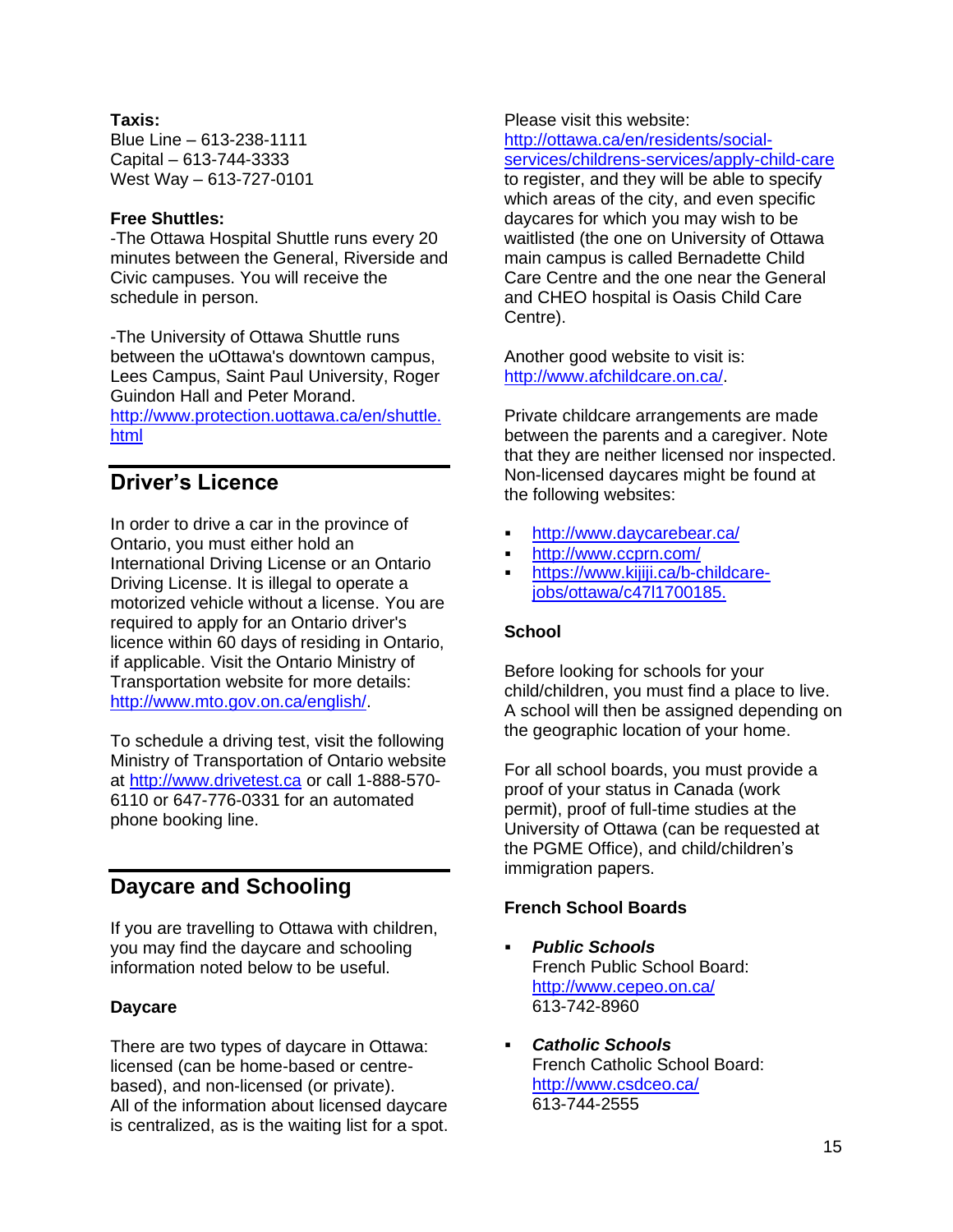**Taxis:**
Blue Line – 613-238-1111
Capital – 613-744-3333
West Way – 613-727-0101

**Free Shuttles:**
-The Ottawa Hospital Shuttle runs every 20 minutes between the General, Riverside and Civic campuses. You will receive the schedule in person.

-The University of Ottawa Shuttle runs between the uOttawa's downtown campus, Lees Campus, Saint Paul University, Roger Guindon Hall and Peter Morand.
http://www.protection.uottawa.ca/en/shuttle.html

## Driver's Licence

In order to drive a car in the province of Ontario, you must either hold an International Driving License or an Ontario Driving License. It is illegal to operate a motorized vehicle without a license. You are required to apply for an Ontario driver's licence within 60 days of residing in Ontario, if applicable. Visit the Ontario Ministry of Transportation website for more details: http://www.mto.gov.on.ca/english/.

To schedule a driving test, visit the following Ministry of Transportation of Ontario website at http://www.drivetest.ca or call 1-888-570-6110 or 647-776-0331 for an automated phone booking line.

## Daycare and Schooling

If you are travelling to Ottawa with children, you may find the daycare and schooling information noted below to be useful.

### Daycare

There are two types of daycare in Ottawa: licensed (can be home-based or centre-based), and non-licensed (or private).
All of the information about licensed daycare is centralized, as is the waiting list for a spot. Please visit this website: http://ottawa.ca/en/residents/social-services/childrens-services/apply-child-care to register, and they will be able to specify which areas of the city, and even specific daycares for which you may wish to be waitlisted (the one on University of Ottawa main campus is called Bernadette Child Care Centre and the one near the General and CHEO hospital is Oasis Child Care Centre).

Another good website to visit is: http://www.afchildcare.on.ca/.

Private childcare arrangements are made between the parents and a caregiver. Note that they are neither licensed nor inspected. Non-licensed daycares might be found at the following websites:

- http://www.daycarebear.ca/
- http://www.ccprn.com/
- https://www.kijiji.ca/b-childcare-jobs/ottawa/c47l1700185.

### School

Before looking for schools for your child/children, you must find a place to live. A school will then be assigned depending on the geographic location of your home.

For all school boards, you must provide a proof of your status in Canada (work permit), proof of full-time studies at the University of Ottawa (can be requested at the PGME Office), and child/children's immigration papers.

### French School Boards

- ***Public Schools***
  French Public School Board:
  http://www.cepeo.on.ca/
  613-742-8960

- ***Catholic Schools***
  French Catholic School Board:
  http://www.csdceo.ca/
  613-744-2555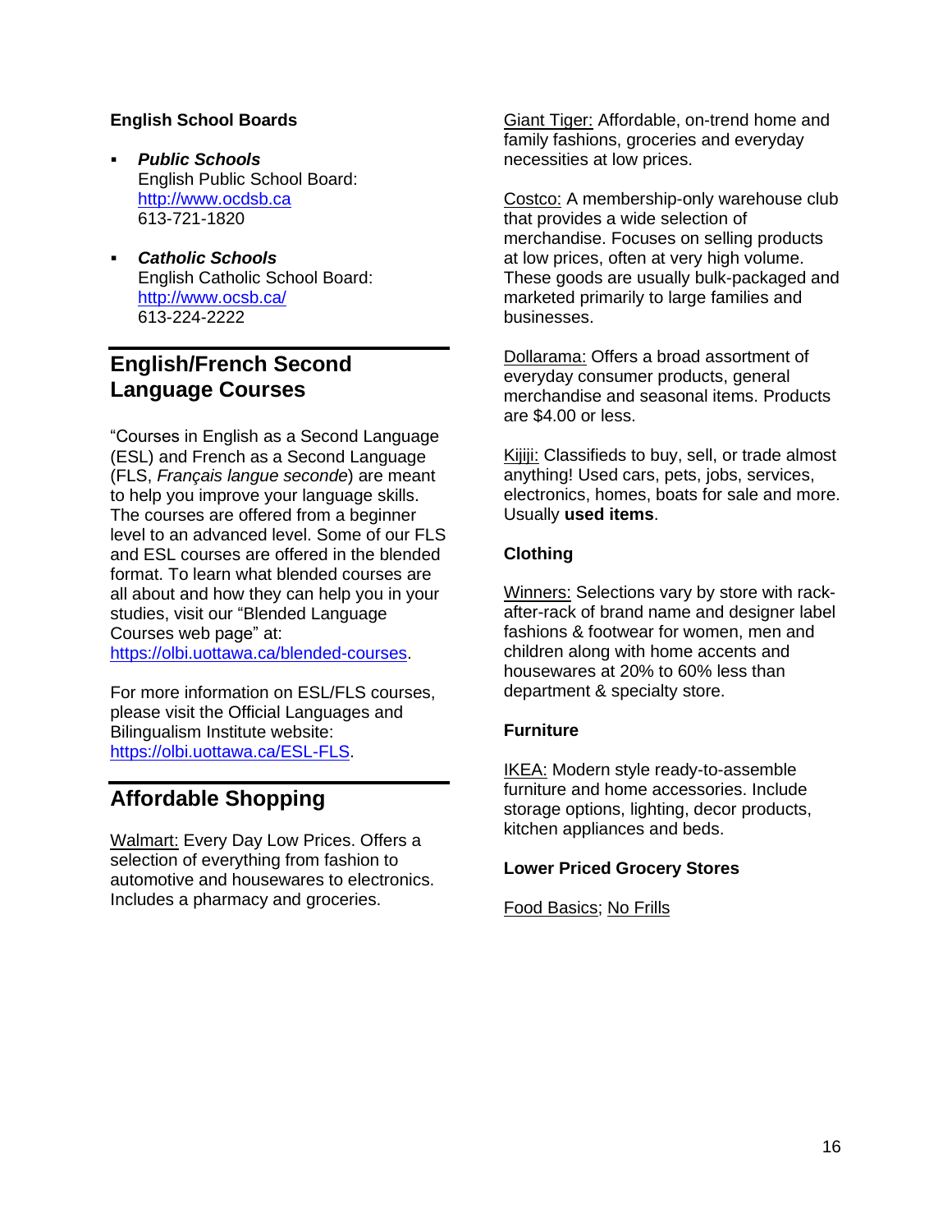**English School Boards**

- ***Public Schools***
  English Public School Board:
  http://www.ocdsb.ca
  613-721-1820

- ***Catholic Schools***
  English Catholic School Board:
  http://www.ocsb.ca/
  613-224-2222

## English/French Second Language Courses

"Courses in English as a Second Language (ESL) and French as a Second Language (FLS, *Français langue seconde*) are meant to help you improve your language skills. The courses are offered from a beginner level to an advanced level. Some of our FLS and ESL courses are offered in the blended format. To learn what blended courses are all about and how they can help you in your studies, visit our "Blended Language Courses web page" at: https://olbi.uottawa.ca/blended-courses.

For more information on ESL/FLS courses, please visit the Official Languages and Bilingualism Institute website: https://olbi.uottawa.ca/ESL-FLS.

## Affordable Shopping

Walmart: Every Day Low Prices. Offers a selection of everything from fashion to automotive and housewares to electronics. Includes a pharmacy and groceries.

Giant Tiger: Affordable, on-trend home and family fashions, groceries and everyday necessities at low prices.

Costco: A membership-only warehouse club that provides a wide selection of merchandise. Focuses on selling products at low prices, often at very high volume. These goods are usually bulk-packaged and marketed primarily to large families and businesses.

Dollarama: Offers a broad assortment of everyday consumer products, general merchandise and seasonal items. Products are $4.00 or less.

Kijiji: Classifieds to buy, sell, or trade almost anything! Used cars, pets, jobs, services, electronics, homes, boats for sale and more. Usually **used items**.

**Clothing**

Winners: Selections vary by store with rack-after-rack of brand name and designer label fashions & footwear for women, men and children along with home accents and housewares at 20% to 60% less than department & specialty store.

**Furniture**

IKEA: Modern style ready-to-assemble furniture and home accessories. Include storage options, lighting, decor products, kitchen appliances and beds.

**Lower Priced Grocery Stores**

Food Basics; No Frills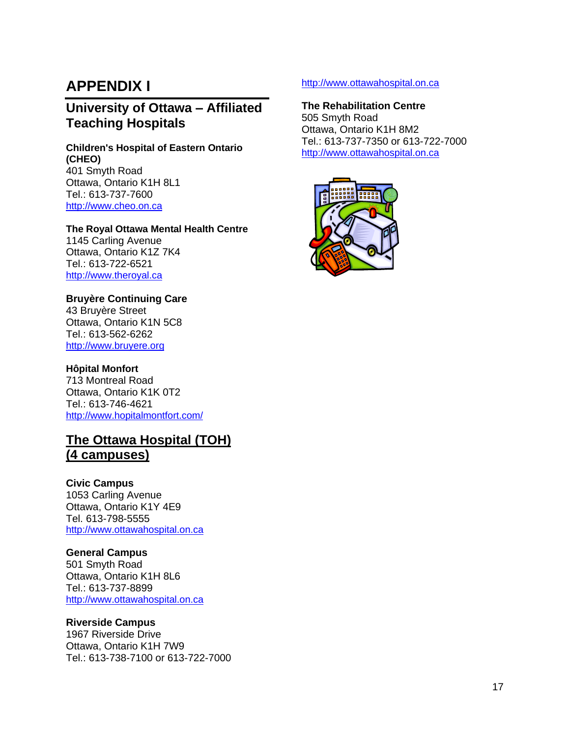# APPENDIX I

## University of Ottawa – Affiliated Teaching Hospitals

**Children's Hospital of Eastern Ontario (CHEO)**
401 Smyth Road
Ottawa, Ontario K1H 8L1
Tel.: 613-737-7600
http://www.cheo.on.ca

**The Royal Ottawa Mental Health Centre**
1145 Carling Avenue
Ottawa, Ontario K1Z 7K4
Tel.: 613-722-6521
http://www.theroyal.ca

**Bruyère Continuing Care**
43 Bruyère Street
Ottawa, Ontario K1N 5C8
Tel.: 613-562-6262
http://www.bruyere.org

**Hôpital Monfort**
713 Montreal Road
Ottawa, Ontario K1K 0T2
Tel.: 613-746-4621
http://www.hopitalmontfort.com/

## The Ottawa Hospital (TOH) (4 campuses)

**Civic Campus**
1053 Carling Avenue
Ottawa, Ontario K1Y 4E9
Tel. 613-798-5555
http://www.ottawahospital.on.ca

**General Campus**
501 Smyth Road
Ottawa, Ontario K1H 8L6
Tel.: 613-737-8899
http://www.ottawahospital.on.ca

**Riverside Campus**
1967 Riverside Drive
Ottawa, Ontario K1H 7W9
Tel.: 613-738-7100 or 613-722-7000
http://www.ottawahospital.on.ca

**The Rehabilitation Centre**
505 Smyth Road
Ottawa, Ontario K1H 8M2
Tel.: 613-737-7350 or 613-722-7000
http://www.ottawahospital.on.ca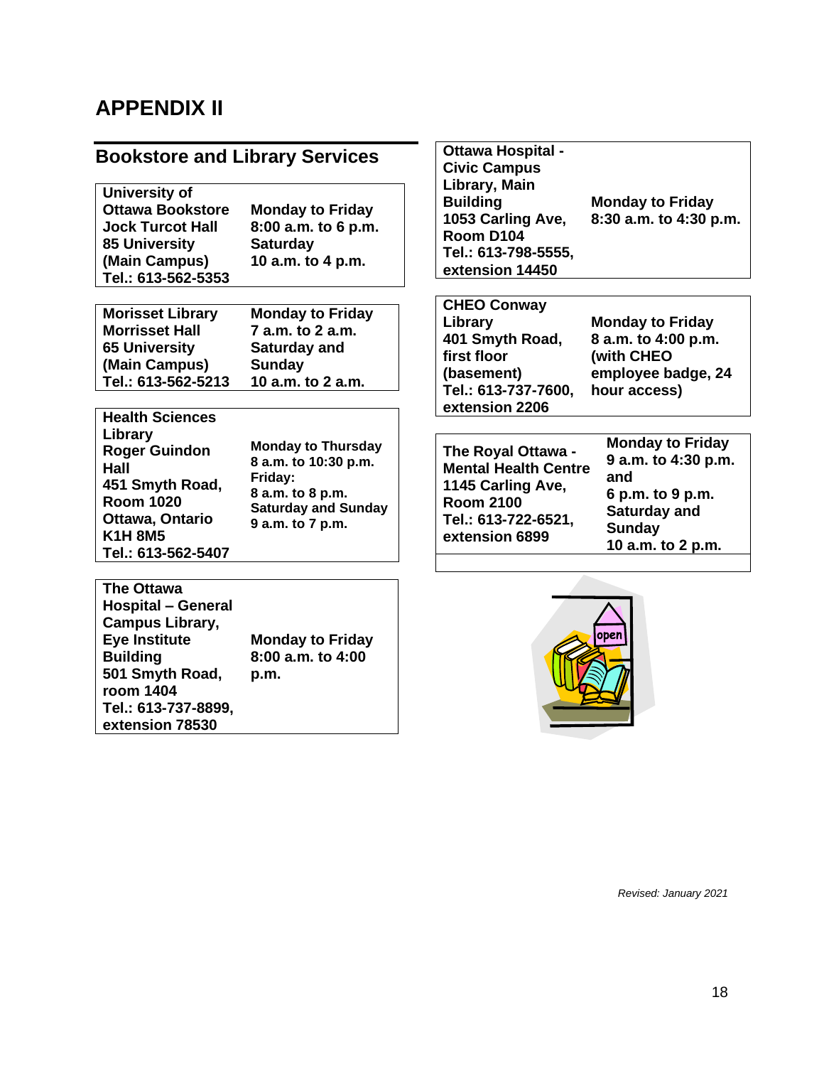# APPENDIX II

## Bookstore and Library Services

| | |
|---|---|
| **University of Ottawa Bookstore**<br>**Jock Turcot Hall**<br>**85 University**<br>**(Main Campus)**<br>**Tel.: 613-562-5353** | **Monday to Friday**<br>**8:00 a.m. to 6 p.m.**<br>**Saturday**<br>**10 a.m. to 4 p.m.** |

| | |
|---|---|
| **Morisset Library**<br>**Morrisset Hall**<br>**65 University**<br>**(Main Campus)**<br>**Tel.: 613-562-5213** | **Monday to Friday**<br>**7 a.m. to 2 a.m.**<br>**Saturday and Sunday**<br>**10 a.m. to 2 a.m.** |

| | |
|---|---|
| **Health Sciences Library**<br>**Roger Guindon Hall**<br>**451 Smyth Road, Room 1020**<br>**Ottawa, Ontario**<br>**K1H 8M5**<br>**Tel.: 613-562-5407** | **Monday to Thursday**<br>**8 a.m. to 10:30 p.m.**<br>**Friday:**<br>**8 a.m. to 8 p.m.**<br>**Saturday and Sunday**<br>**9 a.m. to 7 p.m.** |

| | |
|---|---|
| **The Ottawa Hospital – General Campus Library, Eye Institute Building**<br>**501 Smyth Road, room 1404**<br>**Tel.: 613-737-8899, extension 78530** | **Monday to Friday**<br>**8:00 a.m. to 4:00 p.m.** |

| | |
|---|---|
| **Ottawa Hospital - Civic Campus Library, Main Building**<br>**1053 Carling Ave, Room D104**<br>**Tel.: 613-798-5555, extension 14450** | **Monday to Friday**<br>**8:30 a.m. to 4:30 p.m.** |

| | |
|---|---|
| **CHEO Conway Library**<br>**401 Smyth Road, first floor (basement)**<br>**Tel.: 613-737-7600, extension 2206** | **Monday to Friday**<br>**8 a.m. to 4:00 p.m.**<br>**(with CHEO employee badge, 24 hour access)** |

| | |
|---|---|
| **The Royal Ottawa - Mental Health Centre**<br>**1145 Carling Ave, Room 2100**<br>**Tel.: 613-722-6521, extension 6899** | **Monday to Friday**<br>**9 a.m. to 4:30 p.m.**<br>**and**<br>**6 p.m. to 9 p.m.**<br>**Saturday and Sunday**<br>**10 a.m. to 2 p.m.** |

*Revised: January 2021*